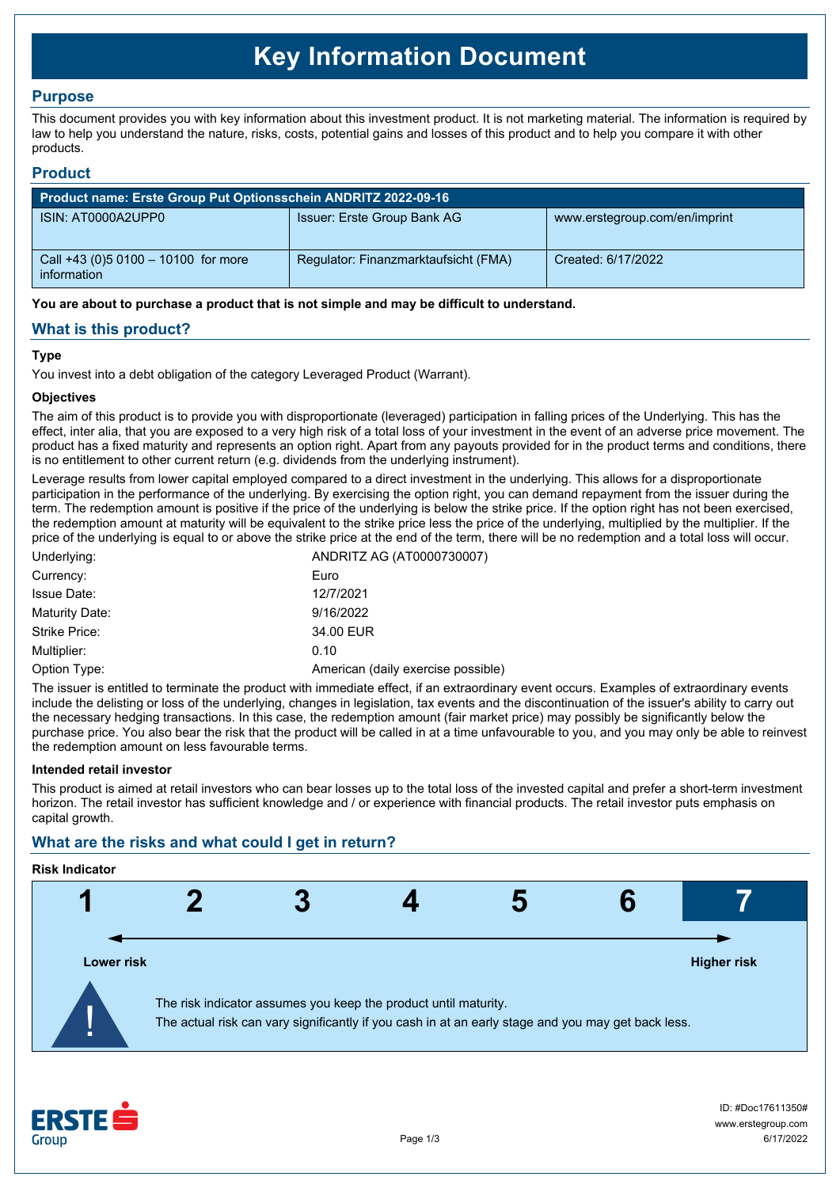# Key Information Document

## Purpose

This document provides you with key information about this investment product. It is not marketing material. The information is required by law to help you understand the nature, risks, costs, potential gains and losses of this product and to help you compare it with other products.

## Product

| Product name: Erste Group Put Optionsschein ANDRITZ 2022-09-16 | | |
|---|---|---|
| ISIN: AT0000A2UPP0 | Issuer: Erste Group Bank AG | www.erstegroup.com/en/imprint |
| Call +43 (0)5 0100 – 10100 for more information | Regulator: Finanzmarktaufsicht (FMA) | Created: 6/17/2022 |

**You are about to purchase a product that is not simple and may be difficult to understand.**

## What is this product?

### Type

You invest into a debt obligation of the category Leveraged Product (Warrant).

### Objectives

The aim of this product is to provide you with disproportionate (leveraged) participation in falling prices of the Underlying. This has the effect, inter alia, that you are exposed to a very high risk of a total loss of your investment in the event of an adverse price movement. The product has a fixed maturity and represents an option right. Apart from any payouts provided for in the product terms and conditions, there is no entitlement to other current return (e.g. dividends from the underlying instrument).

Leverage results from lower capital employed compared to a direct investment in the underlying. This allows for a disproportionate participation in the performance of the underlying. By exercising the option right, you can demand repayment from the issuer during the term. The redemption amount is positive if the price of the underlying is below the strike price. If the option right has not been exercised, the redemption amount at maturity will be equivalent to the strike price less the price of the underlying, multiplied by the multiplier. If the price of the underlying is equal to or above the strike price at the end of the term, there will be no redemption and a total loss will occur.

| | |
|---|---|
| Underlying: | ANDRITZ AG (AT0000730007) |
| Currency: | Euro |
| Issue Date: | 12/7/2021 |
| Maturity Date: | 9/16/2022 |
| Strike Price: | 34.00 EUR |
| Multiplier: | 0.10 |
| Option Type: | American (daily exercise possible) |

The issuer is entitled to terminate the product with immediate effect, if an extraordinary event occurs. Examples of extraordinary events include the delisting or loss of the underlying, changes in legislation, tax events and the discontinuation of the issuer's ability to carry out the necessary hedging transactions. In this case, the redemption amount (fair market price) may possibly be significantly below the purchase price. You also bear the risk that the product will be called in at a time unfavourable to you, and you may only be able to reinvest the redemption amount on less favourable terms.

### Intended retail investor

This product is aimed at retail investors who can bear losses up to the total loss of the invested capital and prefer a short-term investment horizon. The retail investor has sufficient knowledge and / or experience with financial products. The retail investor puts emphasis on capital growth.

## What are the risks and what could I get in return?

### Risk Indicator

1 2 3 4 5 6 **7**

Lower risk — Higher risk

The risk indicator assumes you keep the product until maturity.
The actual risk can vary significantly if you cash in at an early stage and you may get back less.

ID: #Doc17611350#
www.erstegroup.com
6/17/2022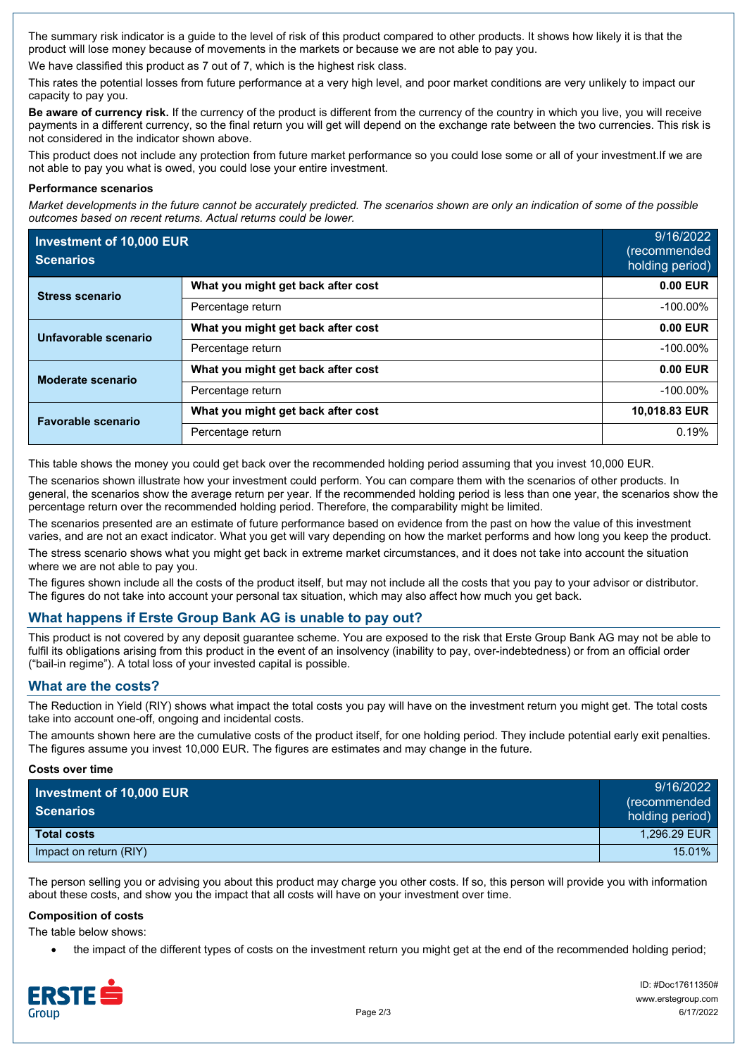The summary risk indicator is a guide to the level of risk of this product compared to other products. It shows how likely it is that the product will lose money because of movements in the markets or because we are not able to pay you.

We have classified this product as 7 out of 7, which is the highest risk class.

This rates the potential losses from future performance at a very high level, and poor market conditions are very unlikely to impact our capacity to pay you.

**Be aware of currency risk.** If the currency of the product is different from the currency of the country in which you live, you will receive payments in a different currency, so the final return you will get will depend on the exchange rate between the two currencies. This risk is not considered in the indicator shown above.

This product does not include any protection from future market performance so you could lose some or all of your investment.If we are not able to pay you what is owed, you could lose your entire investment.

**Performance scenarios**

*Market developments in the future cannot be accurately predicted. The scenarios shown are only an indication of some of the possible outcomes based on recent returns. Actual returns could be lower.*

| Investment of 10,000 EUR Scenarios | | 9/16/2022 (recommended holding period) |
|---|---|---|
| **Stress scenario** | **What you might get back after cost** | **0.00 EUR** |
| | Percentage return | -100.00% |
| **Unfavorable scenario** | **What you might get back after cost** | **0.00 EUR** |
| | Percentage return | -100.00% |
| **Moderate scenario** | **What you might get back after cost** | **0.00 EUR** |
| | Percentage return | -100.00% |
| **Favorable scenario** | **What you might get back after cost** | **10,018.83 EUR** |
| | Percentage return | 0.19% |

This table shows the money you could get back over the recommended holding period assuming that you invest 10,000 EUR.

The scenarios shown illustrate how your investment could perform. You can compare them with the scenarios of other products. In general, the scenarios show the average return per year. If the recommended holding period is less than one year, the scenarios show the percentage return over the recommended holding period. Therefore, the comparability might be limited.

The scenarios presented are an estimate of future performance based on evidence from the past on how the value of this investment varies, and are not an exact indicator. What you get will vary depending on how the market performs and how long you keep the product.

The stress scenario shows what you might get back in extreme market circumstances, and it does not take into account the situation where we are not able to pay you.

The figures shown include all the costs of the product itself, but may not include all the costs that you pay to your advisor or distributor. The figures do not take into account your personal tax situation, which may also affect how much you get back.

## What happens if Erste Group Bank AG is unable to pay out?

This product is not covered by any deposit guarantee scheme. You are exposed to the risk that Erste Group Bank AG may not be able to fulfil its obligations arising from this product in the event of an insolvency (inability to pay, over-indebtedness) or from an official order ("bail-in regime"). A total loss of your invested capital is possible.

## What are the costs?

The Reduction in Yield (RIY) shows what impact the total costs you pay will have on the investment return you might get. The total costs take into account one-off, ongoing and incidental costs.

The amounts shown here are the cumulative costs of the product itself, for one holding period. They include potential early exit penalties. The figures assume you invest 10,000 EUR. The figures are estimates and may change in the future.

**Costs over time**

| Investment of 10,000 EUR Scenarios | 9/16/2022 (recommended holding period) |
|---|---|
| **Total costs** | 1,296.29 EUR |
| Impact on return (RIY) | 15.01% |

The person selling you or advising you about this product may charge you other costs. If so, this person will provide you with information about these costs, and show you the impact that all costs will have on your investment over time.

**Composition of costs**

The table below shows:

- the impact of the different types of costs on the investment return you might get at the end of the recommended holding period;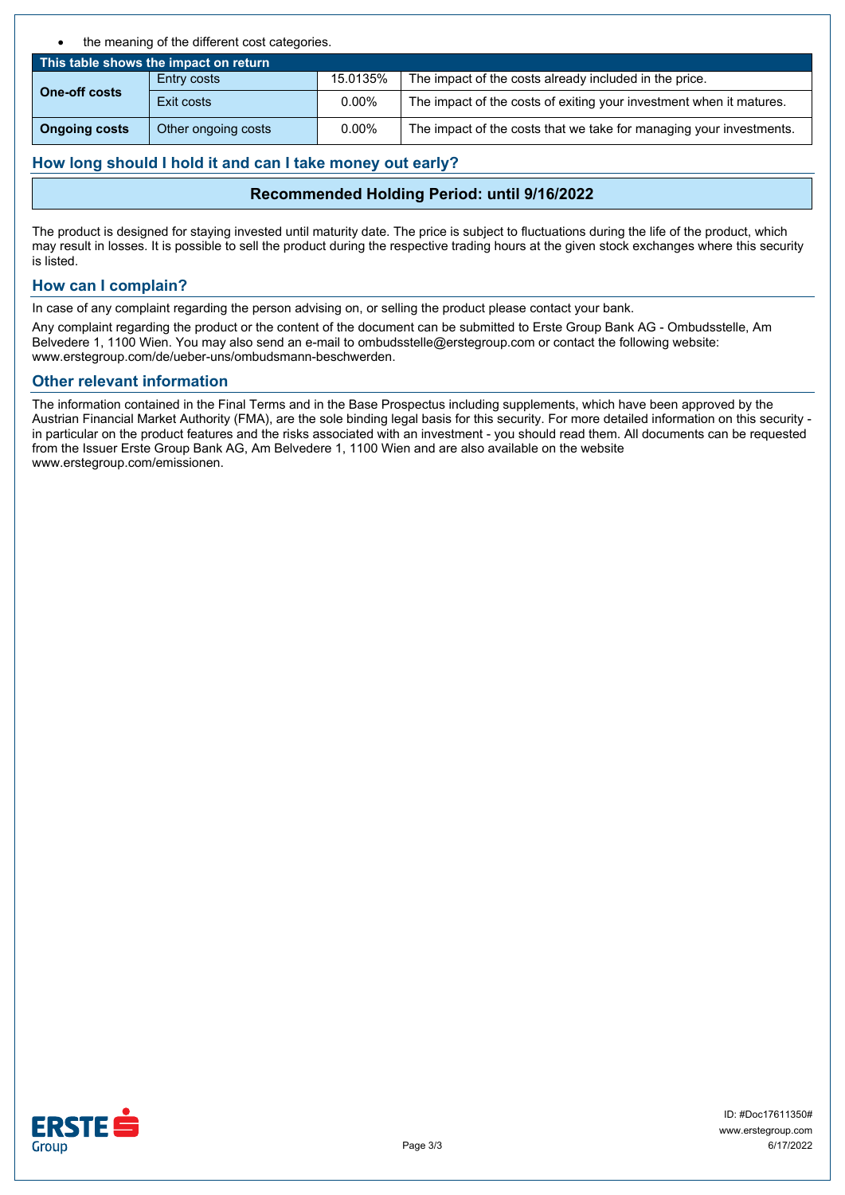- the meaning of the different cost categories.

| This table shows the impact on return | | | |
|---|---|---|---|
| **One-off costs** | Entry costs | 15.0135% | The impact of the costs already included in the price. |
| | Exit costs | 0.00% | The impact of the costs of exiting your investment when it matures. |
| **Ongoing costs** | Other ongoing costs | 0.00% | The impact of the costs that we take for managing your investments. |

## How long should I hold it and can I take money out early?

**Recommended Holding Period: until 9/16/2022**

The product is designed for staying invested until maturity date. The price is subject to fluctuations during the life of the product, which may result in losses. It is possible to sell the product during the respective trading hours at the given stock exchanges where this security is listed.

## How can I complain?

In case of any complaint regarding the person advising on, or selling the product please contact your bank.

Any complaint regarding the product or the content of the document can be submitted to Erste Group Bank AG - Ombudsstelle, Am Belvedere 1, 1100 Wien. You may also send an e-mail to ombudsstelle@erstegroup.com or contact the following website: www.erstegroup.com/de/ueber-uns/ombudsmann-beschwerden.

## Other relevant information

The information contained in the Final Terms and in the Base Prospectus including supplements, which have been approved by the Austrian Financial Market Authority (FMA), are the sole binding legal basis for this security. For more detailed information on this security - in particular on the product features and the risks associated with an investment - you should read them. All documents can be requested from the Issuer Erste Group Bank AG, Am Belvedere 1, 1100 Wien and are also available on the website www.erstegroup.com/emissionen.

ID: #Doc17611350#
www.erstegroup.com
6/17/2022